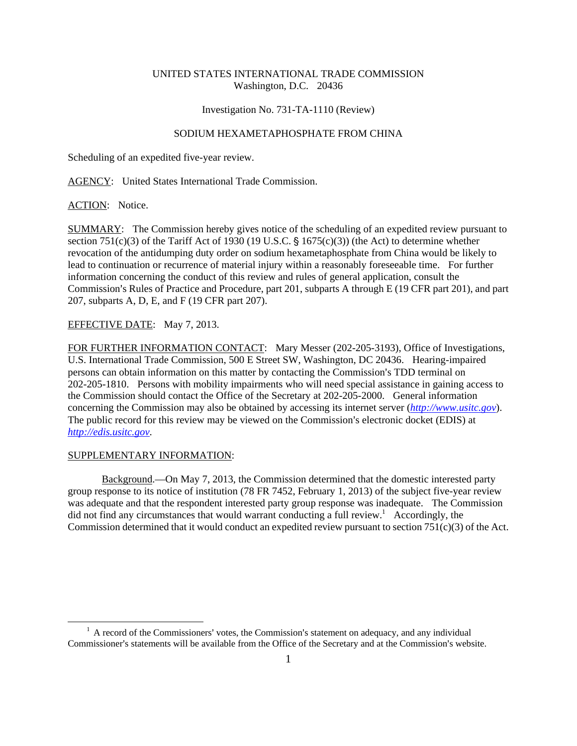UNITED STATES INTERNATIONAL TRADE COMMISSION
Washington, D.C. 20436

Investigation No. 731-TA-1110 (Review)

SODIUM HEXAMETAPHOSPHATE FROM CHINA

Scheduling of an expedited five-year review.

AGENCY: United States International Trade Commission.

ACTION: Notice.

SUMMARY: The Commission hereby gives notice of the scheduling of an expedited review pursuant to section 751(c)(3) of the Tariff Act of 1930 (19 U.S.C. § 1675(c)(3)) (the Act) to determine whether revocation of the antidumping duty order on sodium hexametaphosphate from China would be likely to lead to continuation or recurrence of material injury within a reasonably foreseeable time. For further information concerning the conduct of this review and rules of general application, consult the Commission's Rules of Practice and Procedure, part 201, subparts A through E (19 CFR part 201), and part 207, subparts A, D, E, and F (19 CFR part 207).

EFFECTIVE DATE: May 7, 2013.

FOR FURTHER INFORMATION CONTACT: Mary Messer (202-205-3193), Office of Investigations, U.S. International Trade Commission, 500 E Street SW, Washington, DC 20436. Hearing-impaired persons can obtain information on this matter by contacting the Commission's TDD terminal on 202-205-1810. Persons with mobility impairments who will need special assistance in gaining access to the Commission should contact the Office of the Secretary at 202-205-2000. General information concerning the Commission may also be obtained by accessing its internet server (*http://www.usitc.gov*). The public record for this review may be viewed on the Commission's electronic docket (EDIS) at *http://edis.usitc.gov*.

SUPPLEMENTARY INFORMATION:

Background.—On May 7, 2013, the Commission determined that the domestic interested party group response to its notice of institution (78 FR 7452, February 1, 2013) of the subject five-year review was adequate and that the respondent interested party group response was inadequate. The Commission did not find any circumstances that would warrant conducting a full review.[1] Accordingly, the Commission determined that it would conduct an expedited review pursuant to section 751(c)(3) of the Act.

[1] A record of the Commissioners' votes, the Commission's statement on adequacy, and any individual Commissioner's statements will be available from the Office of the Secretary and at the Commission's website.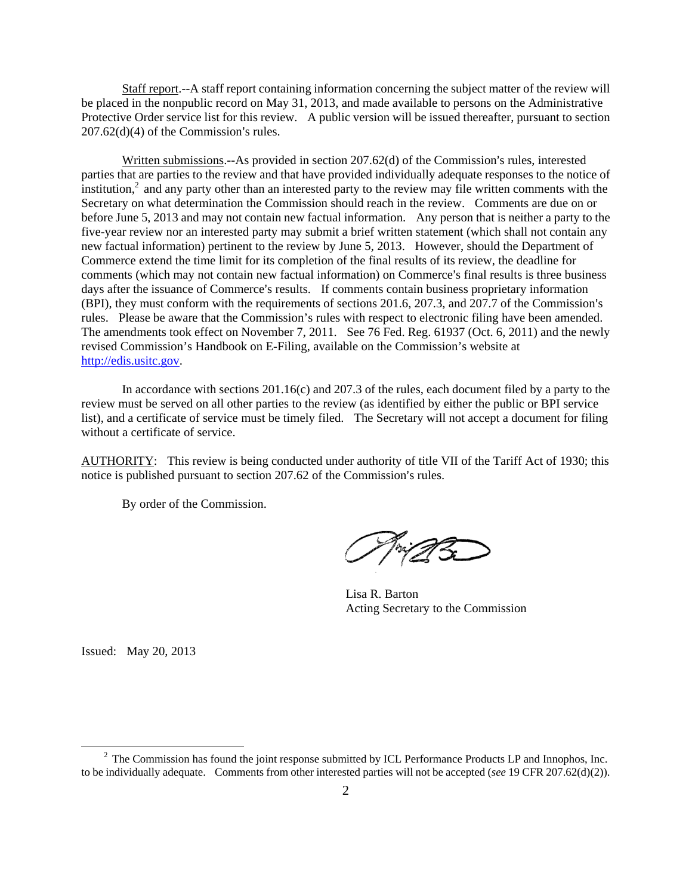Staff report.--A staff report containing information concerning the subject matter of the review will be placed in the nonpublic record on May 31, 2013, and made available to persons on the Administrative Protective Order service list for this review. A public version will be issued thereafter, pursuant to section 207.62(d)(4) of the Commission's rules.

Written submissions.--As provided in section 207.62(d) of the Commission's rules, interested parties that are parties to the review and that have provided individually adequate responses to the notice of institution,[2] and any party other than an interested party to the review may file written comments with the Secretary on what determination the Commission should reach in the review. Comments are due on or before June 5, 2013 and may not contain new factual information. Any person that is neither a party to the five-year review nor an interested party may submit a brief written statement (which shall not contain any new factual information) pertinent to the review by June 5, 2013. However, should the Department of Commerce extend the time limit for its completion of the final results of its review, the deadline for comments (which may not contain new factual information) on Commerce's final results is three business days after the issuance of Commerce's results. If comments contain business proprietary information (BPI), they must conform with the requirements of sections 201.6, 207.3, and 207.7 of the Commission's rules. Please be aware that the Commission's rules with respect to electronic filing have been amended. The amendments took effect on November 7, 2011. See 76 Fed. Reg. 61937 (Oct. 6, 2011) and the newly revised Commission's Handbook on E-Filing, available on the Commission's website at http://edis.usitc.gov.

In accordance with sections 201.16(c) and 207.3 of the rules, each document filed by a party to the review must be served on all other parties to the review (as identified by either the public or BPI service list), and a certificate of service must be timely filed. The Secretary will not accept a document for filing without a certificate of service.

AUTHORITY: This review is being conducted under authority of title VII of the Tariff Act of 1930; this notice is published pursuant to section 207.62 of the Commission's rules.

By order of the Commission.

Lisa R. Barton
Acting Secretary to the Commission

Issued: May 20, 2013

[2] The Commission has found the joint response submitted by ICL Performance Products LP and Innophos, Inc. to be individually adequate. Comments from other interested parties will not be accepted (*see* 19 CFR 207.62(d)(2)).